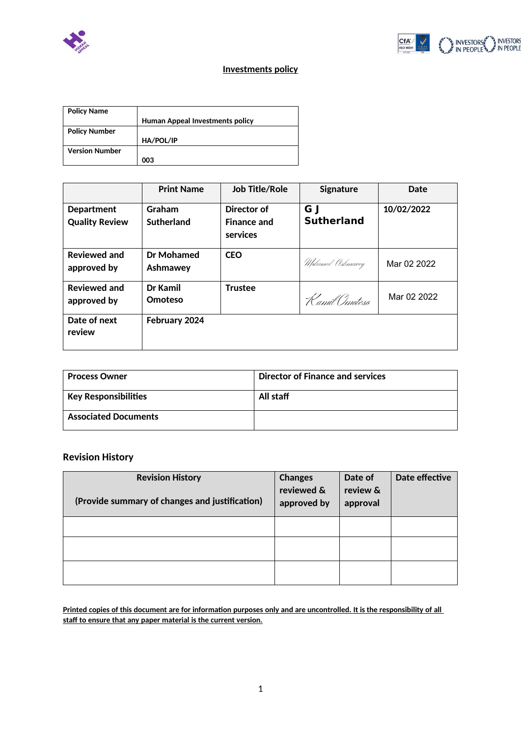## Investments policy

| Policy Name | Human Appeal Investments policy |
|---|---|
| Policy Number | HA/POL/IP |
| Version Number | 003 |

| | Print Name | Job Title/Role | Signature | Date |
|---|---|---|---|---|
| Department Quality Review | Graham Sutherland | Director of Finance and services | G J Sutherland | 10/02/2022 |
| Reviewed and approved by | Dr Mohamed Ashmawey | CEO | Mohamed Ashmawey | Mar 02 2022 |
| Reviewed and approved by | Dr Kamil Omoteso | Trustee | Kamil Omoteso | Mar 02 2022 |
| Date of next review | February 2024 | | | |

| Process Owner | Director of Finance and services |
|---|---|
| Key Responsibilities | All staff |
| Associated Documents | |

### Revision History

| Revision History<br><br>(Provide summary of changes and justification) | Changes reviewed & approved by | Date of review & approval | Date effective |
|---|---|---|---|
| | | | |
| | | | |
| | | | |

**Printed copies of this document are for information purposes only and are uncontrolled. It is the responsibility of all staff to ensure that any paper material is the current version.**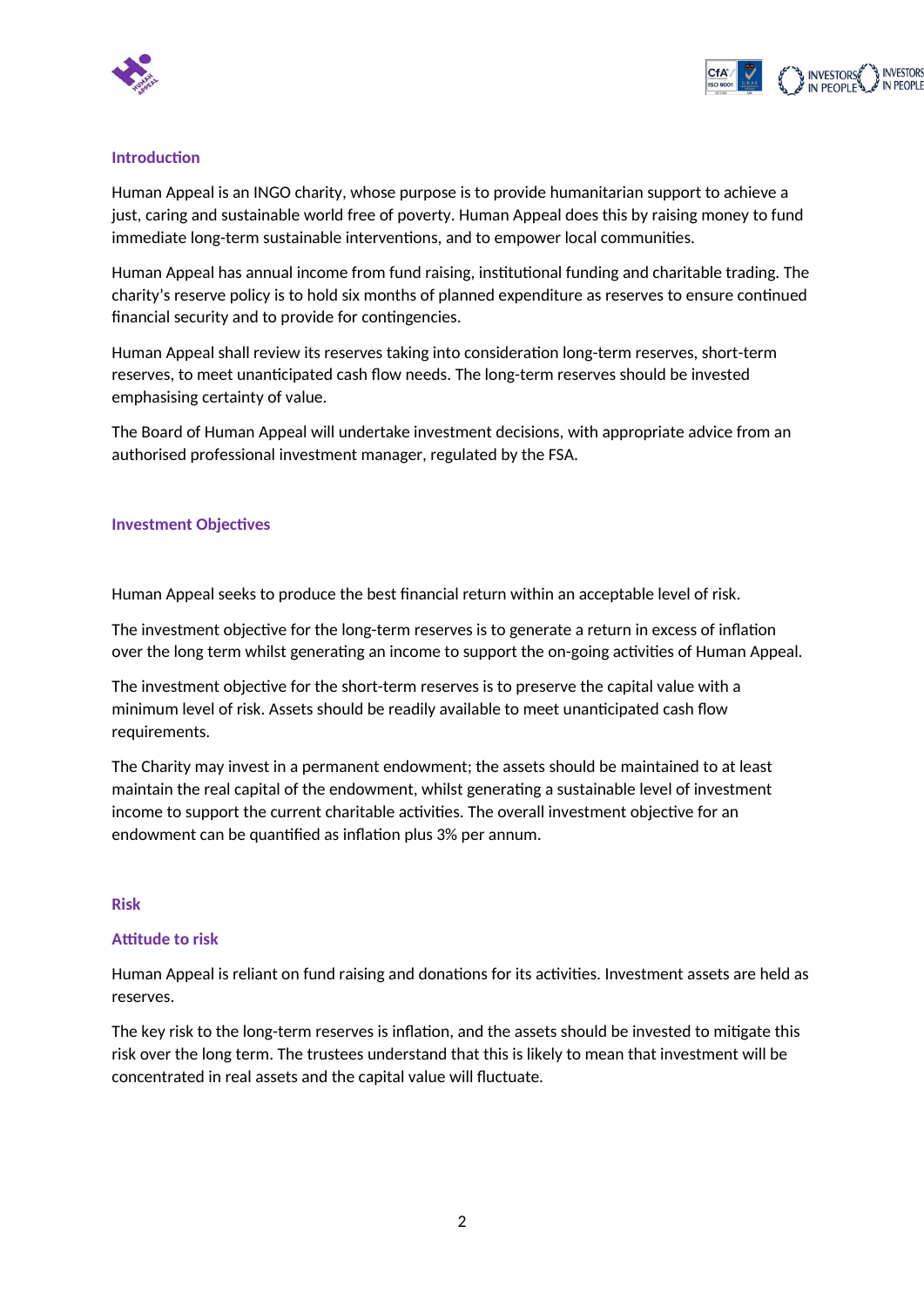## Introduction

Human Appeal is an INGO charity, whose purpose is to provide humanitarian support to achieve a just, caring and sustainable world free of poverty. Human Appeal does this by raising money to fund immediate long-term sustainable interventions, and to empower local communities.

Human Appeal has annual income from fund raising, institutional funding and charitable trading. The charity's reserve policy is to hold six months of planned expenditure as reserves to ensure continued financial security and to provide for contingencies.

Human Appeal shall review its reserves taking into consideration long-term reserves, short-term reserves, to meet unanticipated cash flow needs. The long-term reserves should be invested emphasising certainty of value.

The Board of Human Appeal will undertake investment decisions, with appropriate advice from an authorised professional investment manager, regulated by the FSA.

## Investment Objectives

Human Appeal seeks to produce the best financial return within an acceptable level of risk.

The investment objective for the long-term reserves is to generate a return in excess of inflation over the long term whilst generating an income to support the on-going activities of Human Appeal.

The investment objective for the short-term reserves is to preserve the capital value with a minimum level of risk. Assets should be readily available to meet unanticipated cash flow requirements.

The Charity may invest in a permanent endowment; the assets should be maintained to at least maintain the real capital of the endowment, whilst generating a sustainable level of investment income to support the current charitable activities. The overall investment objective for an endowment can be quantified as inflation plus 3% per annum.

## Risk

### Attitude to risk

Human Appeal is reliant on fund raising and donations for its activities. Investment assets are held as reserves.

The key risk to the long-term reserves is inflation, and the assets should be invested to mitigate this risk over the long term. The trustees understand that this is likely to mean that investment will be concentrated in real assets and the capital value will fluctuate.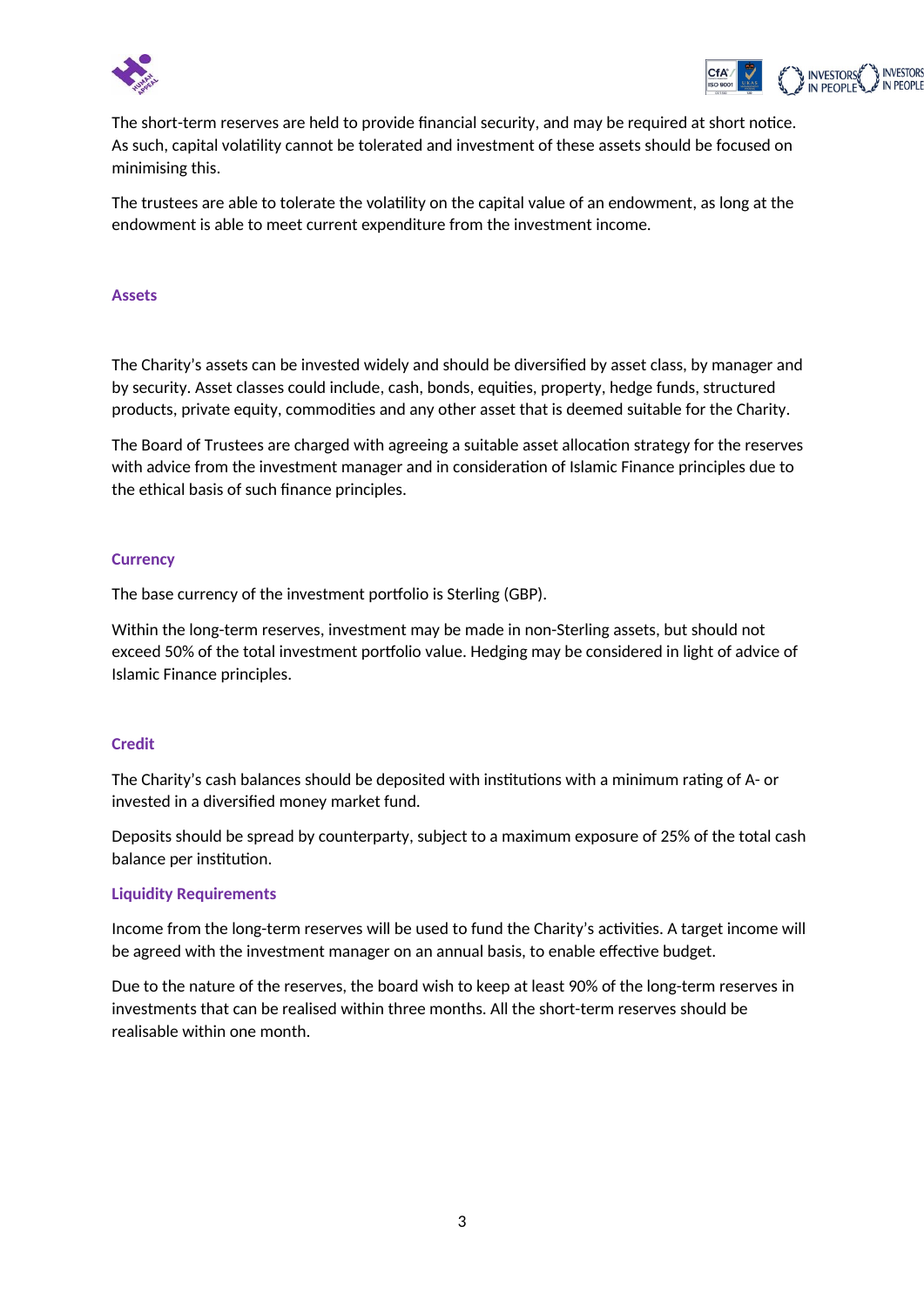The short-term reserves are held to provide financial security, and may be required at short notice. As such, capital volatility cannot be tolerated and investment of these assets should be focused on minimising this.

The trustees are able to tolerate the volatility on the capital value of an endowment, as long at the endowment is able to meet current expenditure from the investment income.

## Assets

The Charity's assets can be invested widely and should be diversified by asset class, by manager and by security. Asset classes could include, cash, bonds, equities, property, hedge funds, structured products, private equity, commodities and any other asset that is deemed suitable for the Charity.

The Board of Trustees are charged with agreeing a suitable asset allocation strategy for the reserves with advice from the investment manager and in consideration of Islamic Finance principles due to the ethical basis of such finance principles.

## Currency

The base currency of the investment portfolio is Sterling (GBP).

Within the long-term reserves, investment may be made in non-Sterling assets, but should not exceed 50% of the total investment portfolio value. Hedging may be considered in light of advice of Islamic Finance principles.

## Credit

The Charity's cash balances should be deposited with institutions with a minimum rating of A- or invested in a diversified money market fund.

Deposits should be spread by counterparty, subject to a maximum exposure of 25% of the total cash balance per institution.

## Liquidity Requirements

Income from the long-term reserves will be used to fund the Charity's activities. A target income will be agreed with the investment manager on an annual basis, to enable effective budget.

Due to the nature of the reserves, the board wish to keep at least 90% of the long-term reserves in investments that can be realised within three months. All the short-term reserves should be realisable within one month.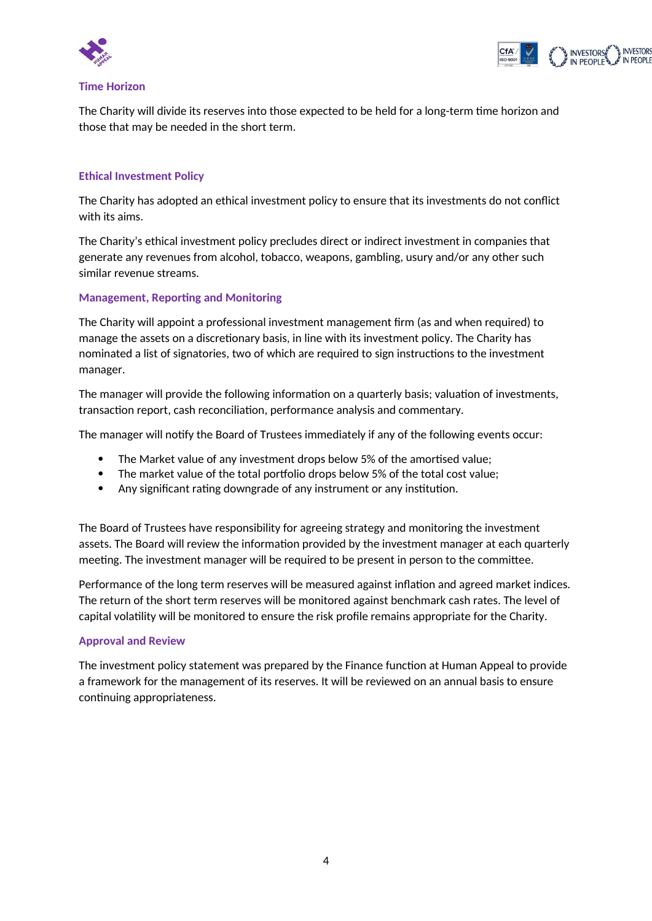## Time Horizon

The Charity will divide its reserves into those expected to be held for a long-term time horizon and those that may be needed in the short term.

## Ethical Investment Policy

The Charity has adopted an ethical investment policy to ensure that its investments do not conflict with its aims.

The Charity's ethical investment policy precludes direct or indirect investment in companies that generate any revenues from alcohol, tobacco, weapons, gambling, usury and/or any other such similar revenue streams.

## Management, Reporting and Monitoring

The Charity will appoint a professional investment management firm (as and when required) to manage the assets on a discretionary basis, in line with its investment policy. The Charity has nominated a list of signatories, two of which are required to sign instructions to the investment manager.

The manager will provide the following information on a quarterly basis; valuation of investments, transaction report, cash reconciliation, performance analysis and commentary.

The manager will notify the Board of Trustees immediately if any of the following events occur:

- The Market value of any investment drops below 5% of the amortised value;
- The market value of the total portfolio drops below 5% of the total cost value;
- Any significant rating downgrade of any instrument or any institution.

The Board of Trustees have responsibility for agreeing strategy and monitoring the investment assets. The Board will review the information provided by the investment manager at each quarterly meeting. The investment manager will be required to be present in person to the committee.

Performance of the long term reserves will be measured against inflation and agreed market indices. The return of the short term reserves will be monitored against benchmark cash rates. The level of capital volatility will be monitored to ensure the risk profile remains appropriate for the Charity.

## Approval and Review

The investment policy statement was prepared by the Finance function at Human Appeal to provide a framework for the management of its reserves. It will be reviewed on an annual basis to ensure continuing appropriateness.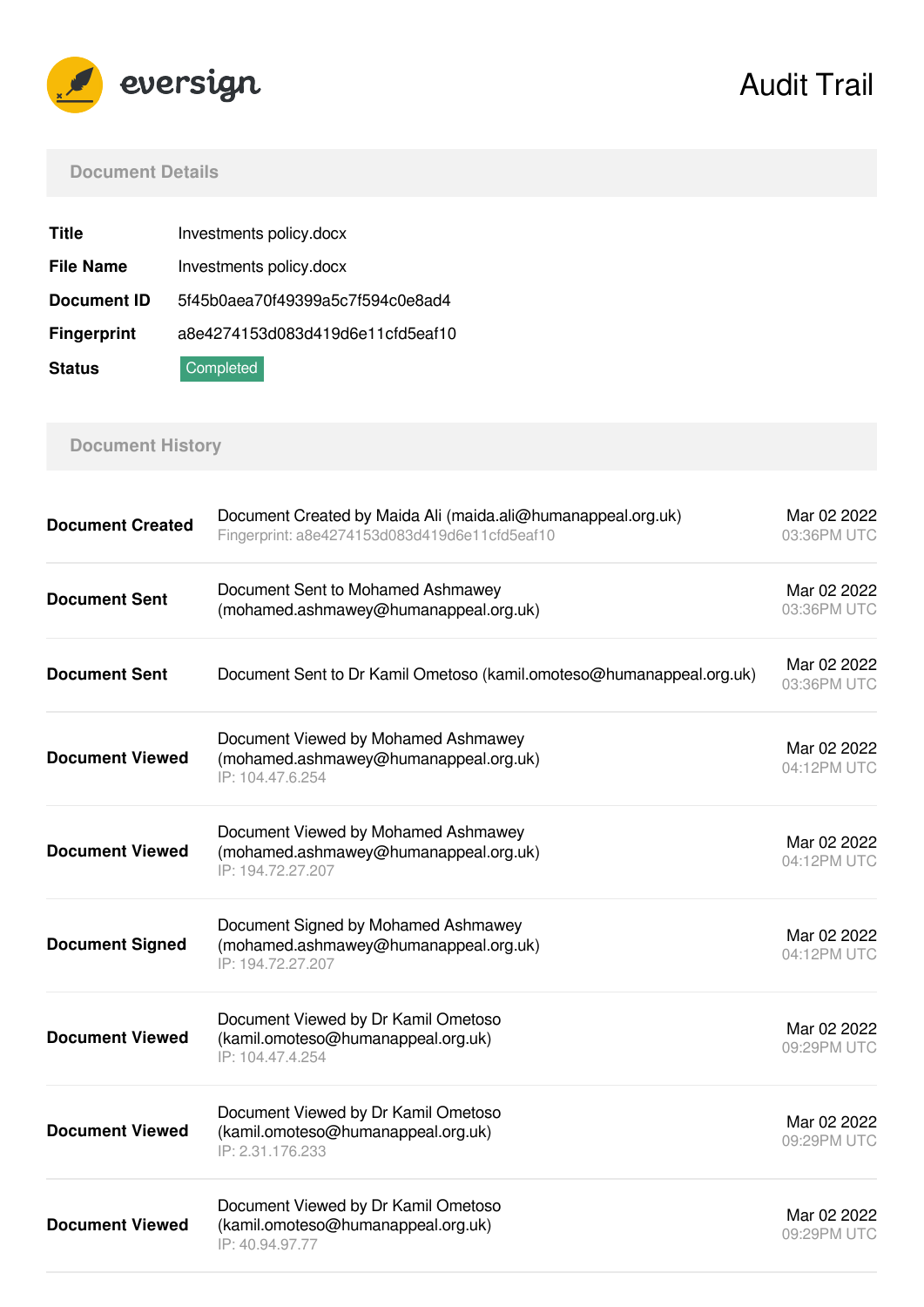eversign

# Audit Trail

## Document Details

| | |
|---|---|
| **Title** | Investments policy.docx |
| **File Name** | Investments policy.docx |
| **Document ID** | 5f45b0aea70f49399a5c7f594c0e8ad4 |
| **Fingerprint** | a8e4274153d083d419d6e11cfd5eaf10 |
| **Status** | Completed |

## Document History

| | | |
|---|---|---|
| **Document Created** | Document Created by Maida Ali (maida.ali@humanappeal.org.uk)<br>Fingerprint: a8e4274153d083d419d6e11cfd5eaf10 | Mar 02 2022<br>03:36PM UTC |
| **Document Sent** | Document Sent to Mohamed Ashmawey (mohamed.ashmawey@humanappeal.org.uk) | Mar 02 2022<br>03:36PM UTC |
| **Document Sent** | Document Sent to Dr Kamil Ometoso (kamil.omoteso@humanappeal.org.uk) | Mar 02 2022<br>03:36PM UTC |
| **Document Viewed** | Document Viewed by Mohamed Ashmawey (mohamed.ashmawey@humanappeal.org.uk)<br>IP: 104.47.6.254 | Mar 02 2022<br>04:12PM UTC |
| **Document Viewed** | Document Viewed by Mohamed Ashmawey (mohamed.ashmawey@humanappeal.org.uk)<br>IP: 194.72.27.207 | Mar 02 2022<br>04:12PM UTC |
| **Document Signed** | Document Signed by Mohamed Ashmawey (mohamed.ashmawey@humanappeal.org.uk)<br>IP: 194.72.27.207 | Mar 02 2022<br>04:12PM UTC |
| **Document Viewed** | Document Viewed by Dr Kamil Ometoso (kamil.omoteso@humanappeal.org.uk)<br>IP: 104.47.4.254 | Mar 02 2022<br>09:29PM UTC |
| **Document Viewed** | Document Viewed by Dr Kamil Ometoso (kamil.omoteso@humanappeal.org.uk)<br>IP: 2.31.176.233 | Mar 02 2022<br>09:29PM UTC |
| **Document Viewed** | Document Viewed by Dr Kamil Ometoso (kamil.omoteso@humanappeal.org.uk)<br>IP: 40.94.97.77 | Mar 02 2022<br>09:29PM UTC |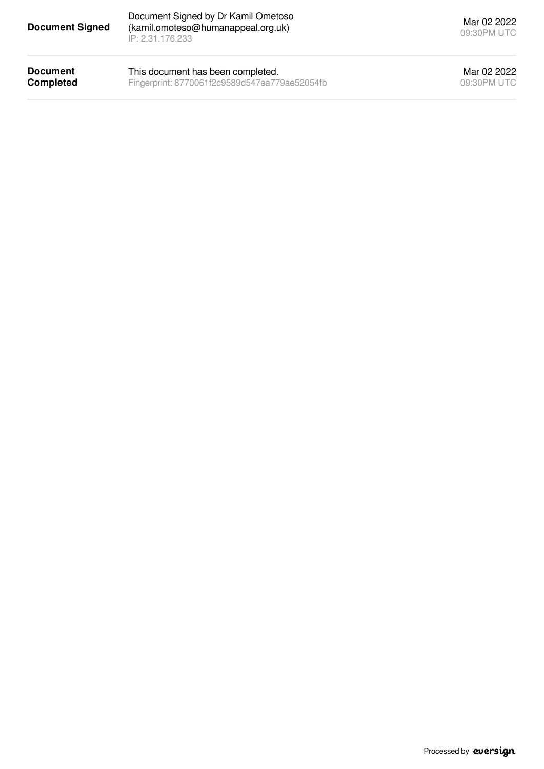| | | |
|---|---|---|
| **Document Signed** | Document Signed by Dr Kamil Ometoso (kamil.ometoso@humanappeal.org.uk) IP: 2.31.176.233 | Mar 02 2022 09:30PM UTC |
| **Document Completed** | This document has been completed. Fingerprint: 8770061f2c9589d547ea779ae52054fb | Mar 02 2022 09:30PM UTC |

Processed by eversign